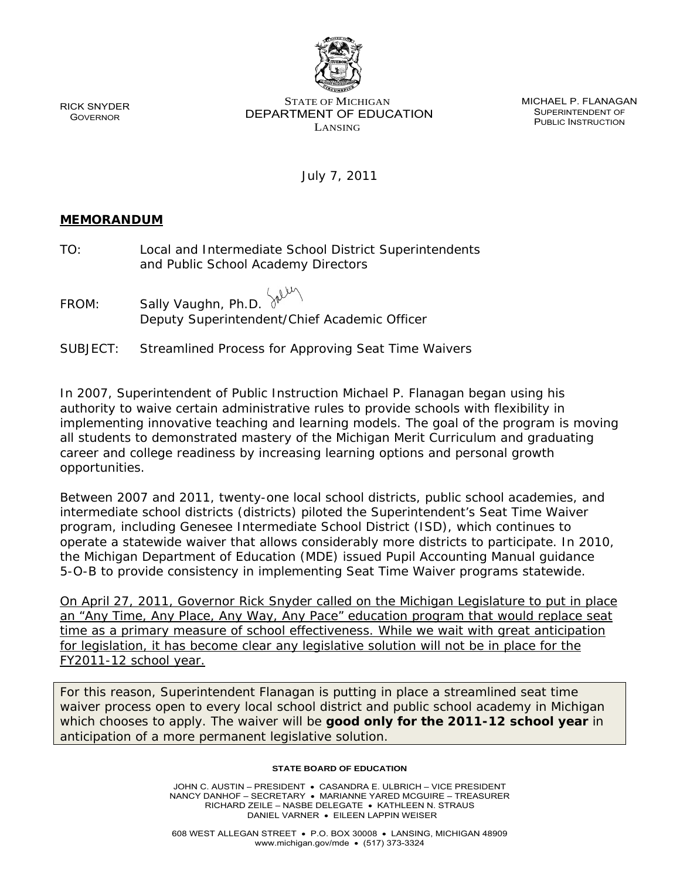RICK SNYDER
GOVERNOR

STATE OF MICHIGAN
DEPARTMENT OF EDUCATION
LANSING

MICHAEL P. FLANAGAN
SUPERINTENDENT OF
PUBLIC INSTRUCTION

July 7, 2011

**MEMORANDUM**

TO: Local and Intermediate School District Superintendents and Public School Academy Directors

FROM: Sally Vaughn, Ph.D.
Deputy Superintendent/Chief Academic Officer

SUBJECT: Streamlined Process for Approving Seat Time Waivers

In 2007, Superintendent of Public Instruction Michael P. Flanagan began using his authority to waive certain administrative rules to provide schools with flexibility in implementing innovative teaching and learning models. The goal of the program is moving all students to demonstrated mastery of the Michigan Merit Curriculum and graduating career and college readiness by increasing learning options and personal growth opportunities.

Between 2007 and 2011, twenty-one local school districts, public school academies, and intermediate school districts (districts) piloted the Superintendent's Seat Time Waiver program, including Genesee Intermediate School District (ISD), which continues to operate a statewide waiver that allows considerably more districts to participate. In 2010, the Michigan Department of Education (MDE) issued Pupil Accounting Manual guidance 5-O-B to provide consistency in implementing Seat Time Waiver programs statewide.

<u>On April 27, 2011, Governor Rick Snyder called on the Michigan Legislature to put in place an "Any Time, Any Place, Any Way, Any Pace" education program that would replace seat time as a primary measure of school effectiveness. While we wait with great anticipation for legislation, it has become clear any legislative solution will not be in place for the FY2011-12 school year.</u>

For this reason, Superintendent Flanagan is putting in place a streamlined seat time waiver process open to every local school district and public school academy in Michigan which chooses to apply. The waiver will be **good only for the 2011-12 school year** in anticipation of a more permanent legislative solution.

**STATE BOARD OF EDUCATION**

JOHN C. AUSTIN – PRESIDENT • CASANDRA E. ULBRICH – VICE PRESIDENT
NANCY DANHOF – SECRETARY • MARIANNE YARED MCGUIRE – TREASURER
RICHARD ZEILE – NASBE DELEGATE • KATHLEEN N. STRAUS
DANIEL VARNER • EILEEN LAPPIN WEISER

608 WEST ALLEGAN STREET • P.O. BOX 30008 • LANSING, MICHIGAN 48909
www.michigan.gov/mde • (517) 373-3324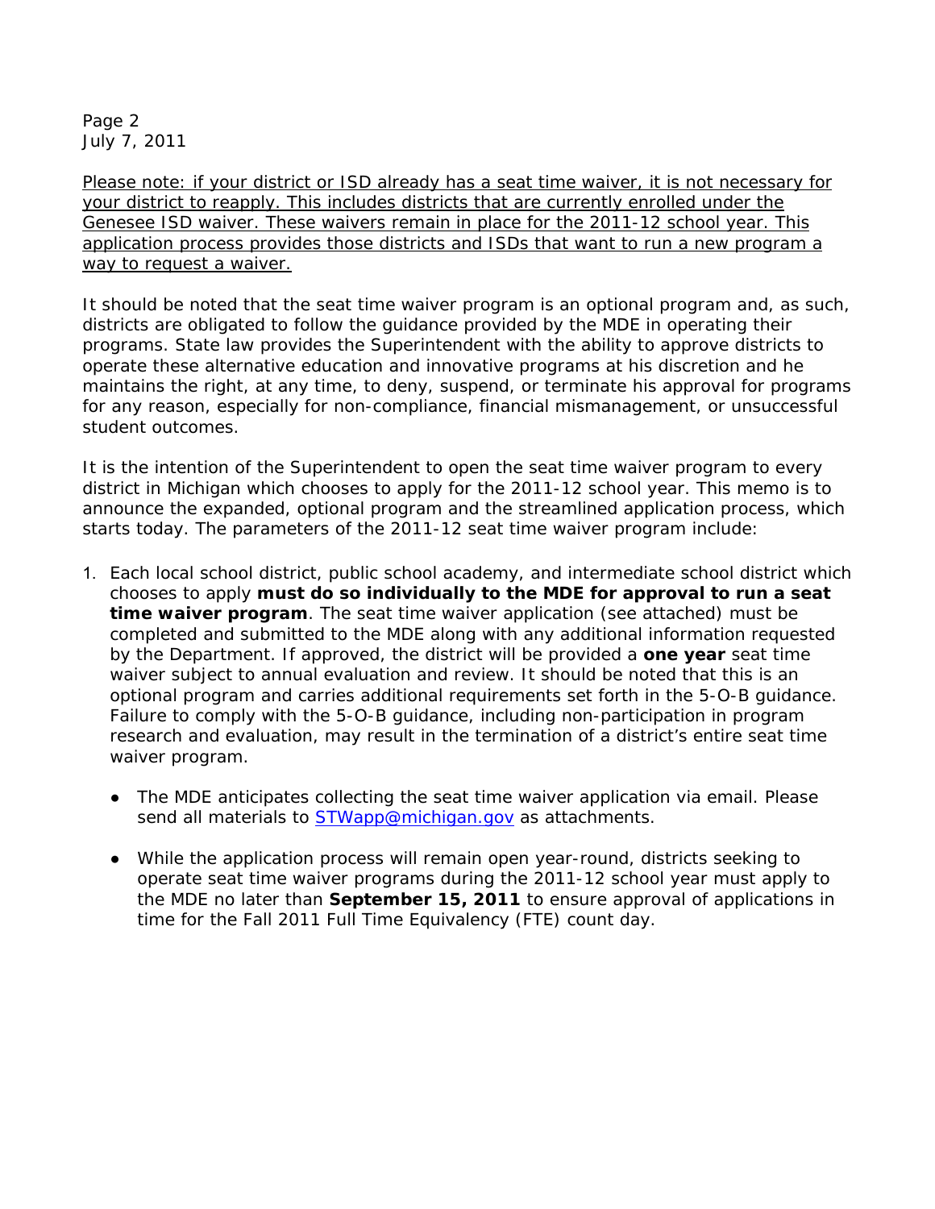Please note: if your district or ISD already has a seat time waiver, it is not necessary for your district to reapply. This includes districts that are currently enrolled under the Genesee ISD waiver. These waivers remain in place for the 2011-12 school year. This application process provides those districts and ISDs that want to run a new program a way to request a waiver.

It should be noted that the seat time waiver program is an optional program and, as such, districts are obligated to follow the guidance provided by the MDE in operating their programs. State law provides the Superintendent with the ability to approve districts to operate these alternative education and innovative programs at his discretion and he maintains the right, at any time, to deny, suspend, or terminate his approval for programs for any reason, especially for non-compliance, financial mismanagement, or unsuccessful student outcomes.

It is the intention of the Superintendent to open the seat time waiver program to every district in Michigan which chooses to apply for the 2011-12 school year. This memo is to announce the expanded, optional program and the streamlined application process, which starts today. The parameters of the 2011-12 seat time waiver program include:

1. Each local school district, public school academy, and intermediate school district which chooses to apply **must do so individually to the MDE for approval to run a seat time waiver program**. The seat time waiver application (see attached) must be completed and submitted to the MDE along with any additional information requested by the Department. If approved, the district will be provided a **one year** seat time waiver subject to annual evaluation and review. It should be noted that this is an optional program and carries additional requirements set forth in the 5-O-B guidance. Failure to comply with the 5-O-B guidance, including non-participation in program research and evaluation, may result in the termination of a district's entire seat time waiver program.

   - The MDE anticipates collecting the seat time waiver application via email. Please send all materials to STWapp@michigan.gov as attachments.

   - While the application process will remain open year-round, districts seeking to operate seat time waiver programs during the 2011-12 school year must apply to the MDE no later than **September 15, 2011** to ensure approval of applications in time for the Fall 2011 Full Time Equivalency (FTE) count day.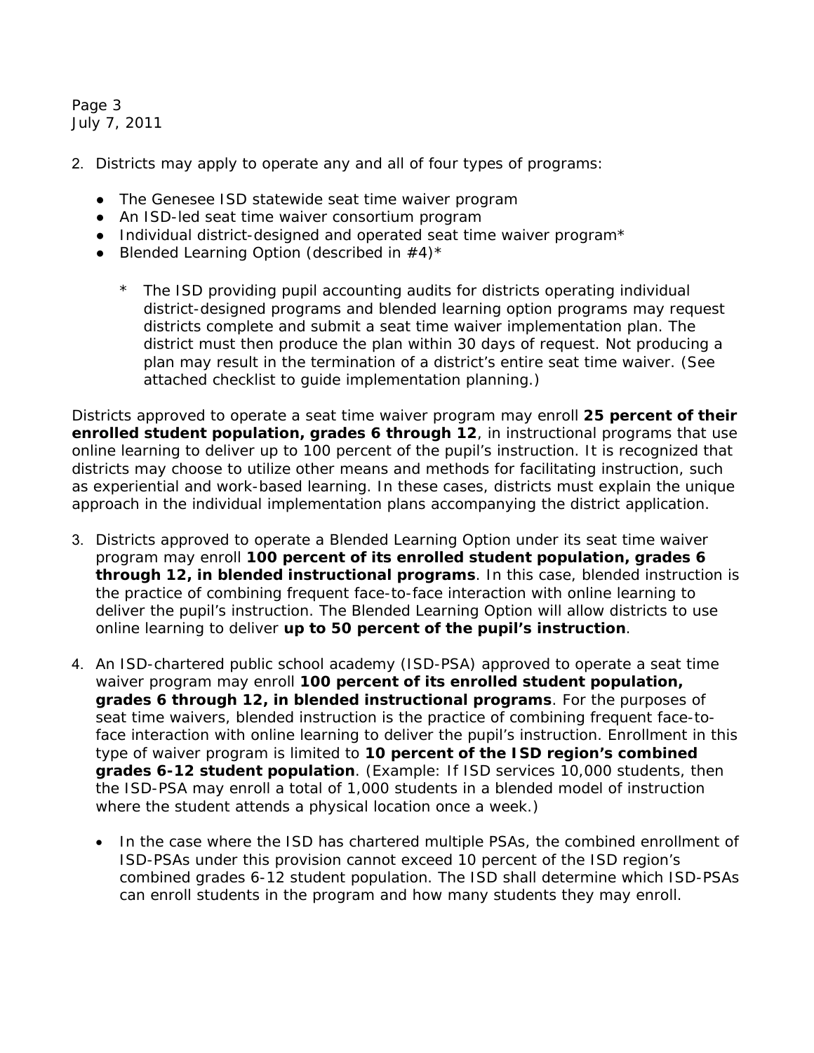2. Districts may apply to operate any and all of four types of programs:

   - The Genesee ISD statewide seat time waiver program
   - An ISD-led seat time waiver consortium program
   - Individual district-designed and operated seat time waiver program*
   - Blended Learning Option (described in #4)*

     \* The ISD providing pupil accounting audits for districts operating individual district-designed programs and blended learning option programs may request districts complete and submit a seat time waiver implementation plan. The district must then produce the plan within 30 days of request. Not producing a plan may result in the termination of a district's entire seat time waiver. (See attached checklist to guide implementation planning.)

Districts approved to operate a seat time waiver program may enroll **25 percent of their enrolled student population, grades 6 through 12**, in instructional programs that use online learning to deliver up to 100 percent of the pupil's instruction. It is recognized that districts may choose to utilize other means and methods for facilitating instruction, such as experiential and work-based learning. In these cases, districts must explain the unique approach in the individual implementation plans accompanying the district application.

3. Districts approved to operate a Blended Learning Option under its seat time waiver program may enroll **100 percent of its enrolled student population, grades 6 through 12, in blended instructional programs**. In this case, blended instruction is the practice of combining frequent face-to-face interaction with online learning to deliver the pupil's instruction. The Blended Learning Option will allow districts to use online learning to deliver **up to 50 percent of the pupil's instruction**.

4. An ISD-chartered public school academy (ISD-PSA) approved to operate a seat time waiver program may enroll **100 percent of its enrolled student population, grades 6 through 12, in blended instructional programs**. For the purposes of seat time waivers, blended instruction is the practice of combining frequent face-to-face interaction with online learning to deliver the pupil's instruction. Enrollment in this type of waiver program is limited to **10 percent of the ISD region's combined grades 6-12 student population**. (Example: If ISD services 10,000 students, then the ISD-PSA may enroll a total of 1,000 students in a blended model of instruction where the student attends a physical location once a week.)

   - In the case where the ISD has chartered multiple PSAs, the combined enrollment of ISD-PSAs under this provision cannot exceed 10 percent of the ISD region's combined grades 6-12 student population. The ISD shall determine which ISD-PSAs can enroll students in the program and how many students they may enroll.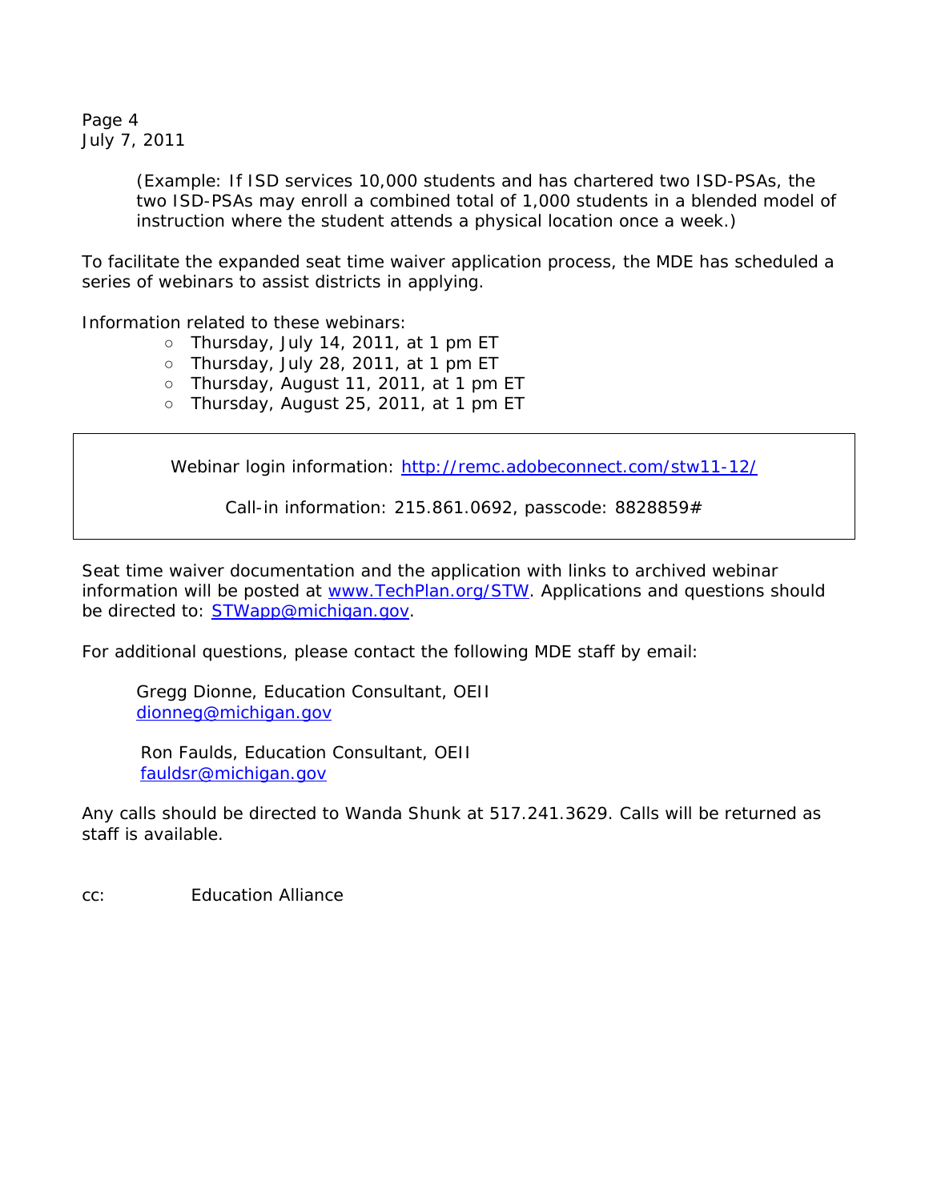(Example: If ISD services 10,000 students and has chartered two ISD-PSAs, the two ISD-PSAs may enroll a combined total of 1,000 students in a blended model of instruction where the student attends a physical location once a week.)

To facilitate the expanded seat time waiver application process, the MDE has scheduled a series of webinars to assist districts in applying.

Information related to these webinars:

- Thursday, July 14, 2011, at 1 pm ET
- Thursday, July 28, 2011, at 1 pm ET
- Thursday, August 11, 2011, at 1 pm ET
- Thursday, August 25, 2011, at 1 pm ET

Webinar login information: http://remc.adobeconnect.com/stw11-12/

Call-in information: 215.861.0692, passcode: 8828859#

Seat time waiver documentation and the application with links to archived webinar information will be posted at www.TechPlan.org/STW. Applications and questions should be directed to: STWapp@michigan.gov.

For additional questions, please contact the following MDE staff by email:

Gregg Dionne, Education Consultant, OEII
dionneg@michigan.gov

Ron Faulds, Education Consultant, OEII
fauldsr@michigan.gov

Any calls should be directed to Wanda Shunk at 517.241.3629. Calls will be returned as staff is available.

cc: Education Alliance